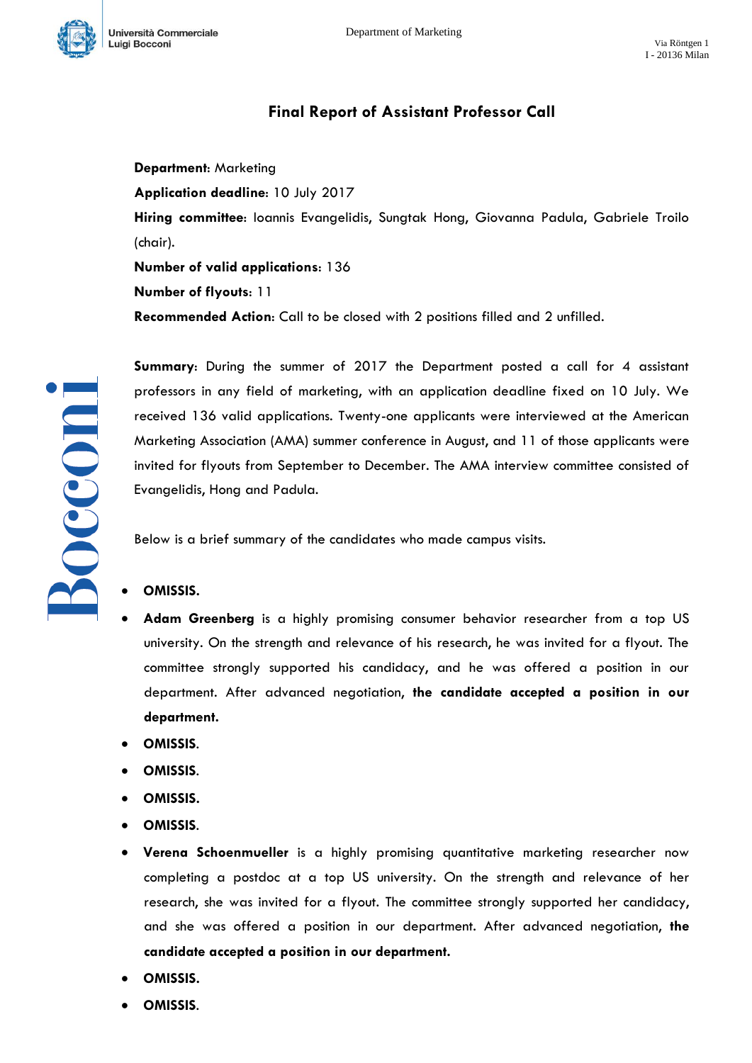# Final Report of Assistant Professor Call

**Department**: Marketing

**Application deadline**: 10 July 2017

**Hiring committee**: Ioannis Evangelidis, Sungtak Hong, Giovanna Padula, Gabriele Troilo (chair).

**Number of valid applications**: 136

**Number of flyouts**: 11

**Recommended Action**: Call to be closed with 2 positions filled and 2 unfilled.

**Summary**: During the summer of 2017 the Department posted a call for 4 assistant professors in any field of marketing, with an application deadline fixed on 10 July. We received 136 valid applications. Twenty-one applicants were interviewed at the American Marketing Association (AMA) summer conference in August, and 11 of those applicants were invited for flyouts from September to December. The AMA interview committee consisted of Evangelidis, Hong and Padula.

Below is a brief summary of the candidates who made campus visits.

- **OMISSIS.**
- **Adam Greenberg** is a highly promising consumer behavior researcher from a top US university. On the strength and relevance of his research, he was invited for a flyout. The committee strongly supported his candidacy, and he was offered a position in our department. After advanced negotiation, **the candidate accepted a position in our department.**
- **OMISSIS.**
- **OMISSIS.**
- **OMISSIS.**
- **OMISSIS.**
- **Verena Schoenmueller** is a highly promising quantitative marketing researcher now completing a postdoc at a top US university. On the strength and relevance of her research, she was invited for a flyout. The committee strongly supported her candidacy, and she was offered a position in our department. After advanced negotiation, **the candidate accepted a position in our department.**
- **OMISSIS.**
- **OMISSIS.**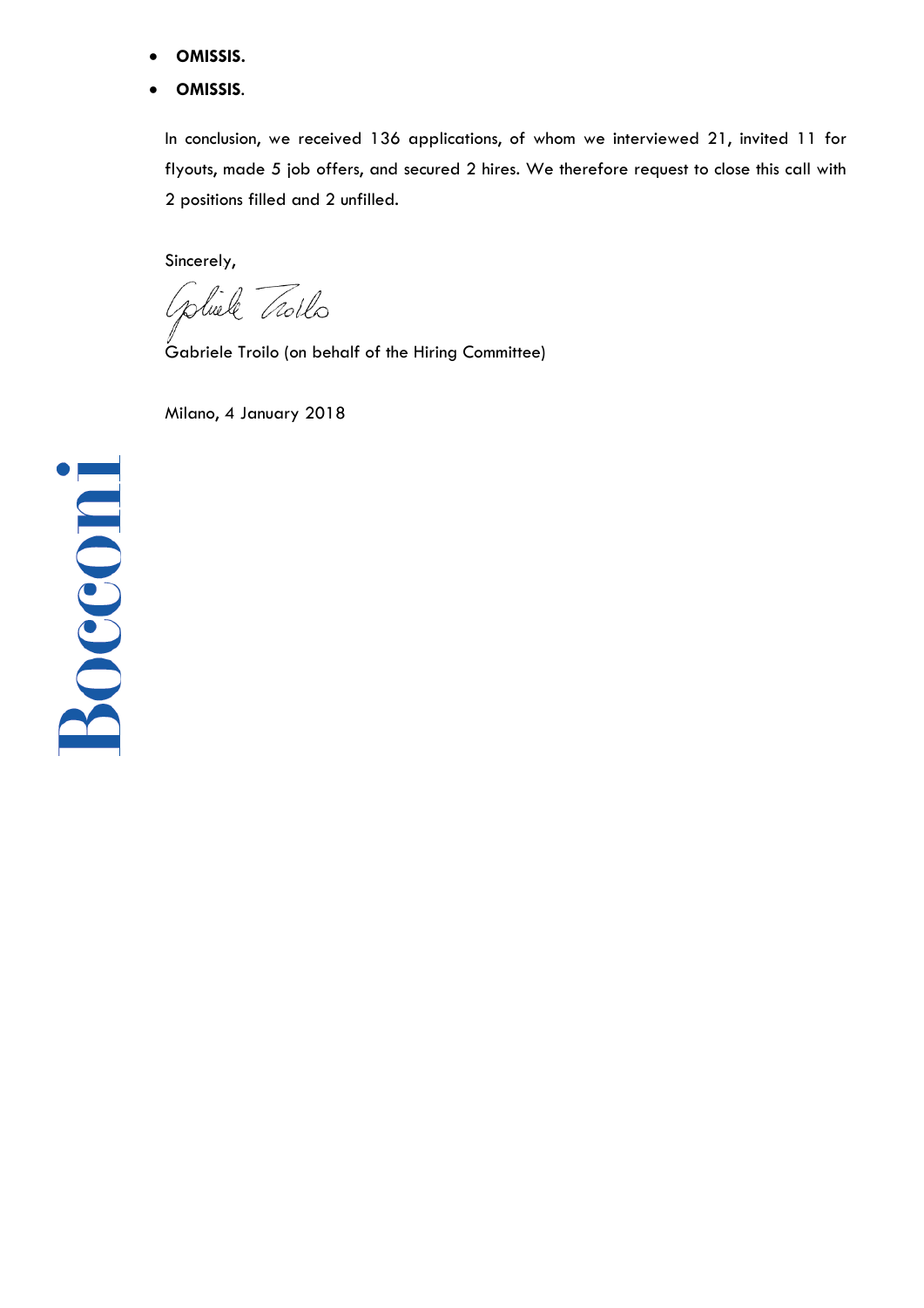- **OMISSIS.**
- **OMISSIS**.

In conclusion, we received 136 applications, of whom we interviewed 21, invited 11 for flyouts, made 5 job offers, and secured 2 hires. We therefore request to close this call with 2 positions filled and 2 unfilled.

Sincerely,

Gabriele Troilo (on behalf of the Hiring Committee)

Milano, 4 January 2018